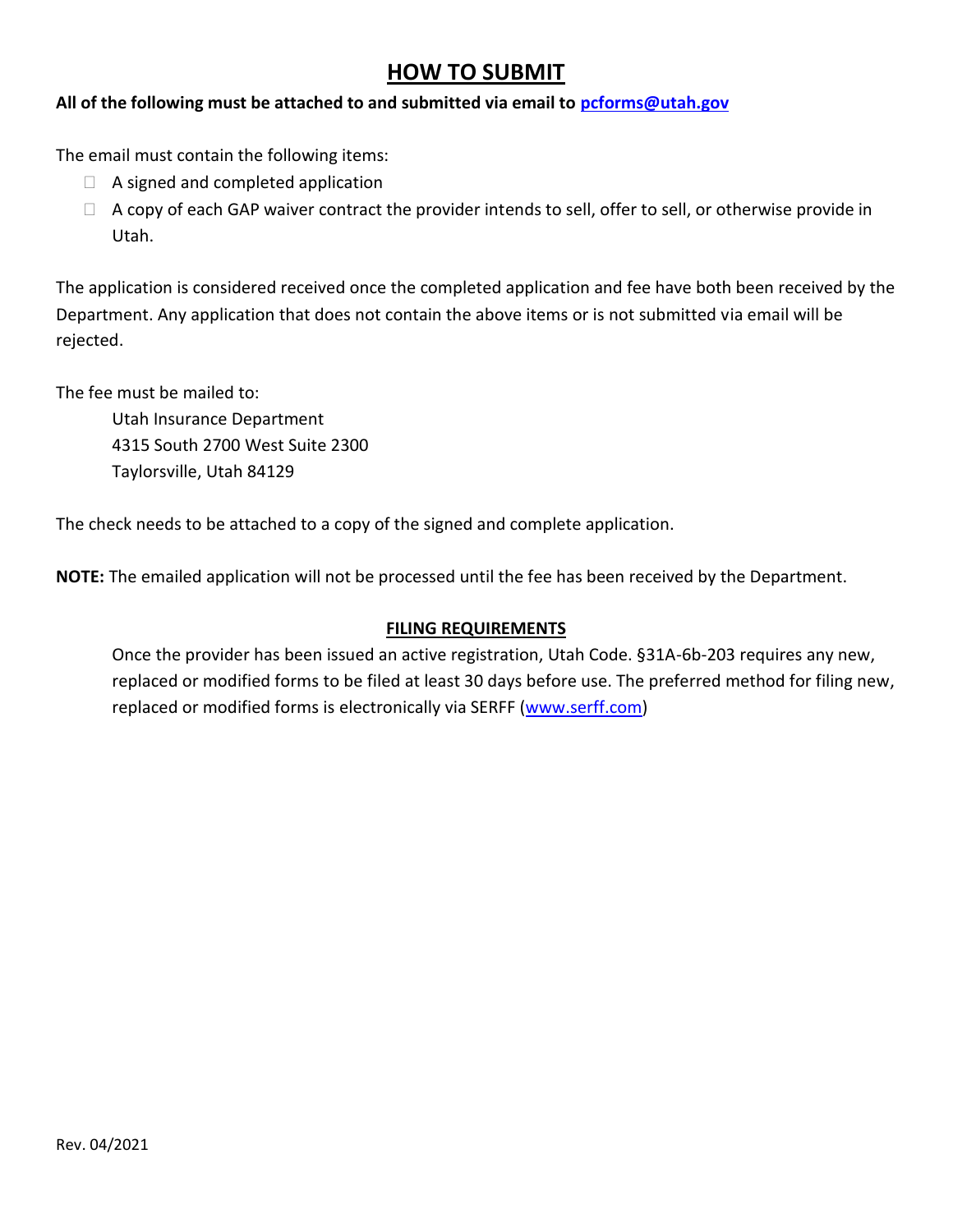# HOW TO SUBMIT

**All of the following must be attached to and submitted via email to pcforms@utah.gov**

The email must contain the following items:

- A signed and completed application
- A copy of each GAP waiver contract the provider intends to sell, offer to sell, or otherwise provide in Utah.

The application is considered received once the completed application and fee have both been received by the Department. Any application that does not contain the above items or is not submitted via email will be rejected.

The fee must be mailed to:

Utah Insurance Department
4315 South 2700 West Suite 2300
Taylorsville, Utah 84129

The check needs to be attached to a copy of the signed and complete application.

**NOTE:** The emailed application will not be processed until the fee has been received by the Department.

## FILING REQUIREMENTS

Once the provider has been issued an active registration, Utah Code. §31A-6b-203 requires any new, replaced or modified forms to be filed at least 30 days before use. The preferred method for filing new, replaced or modified forms is electronically via SERFF (www.serff.com)

Rev. 04/2021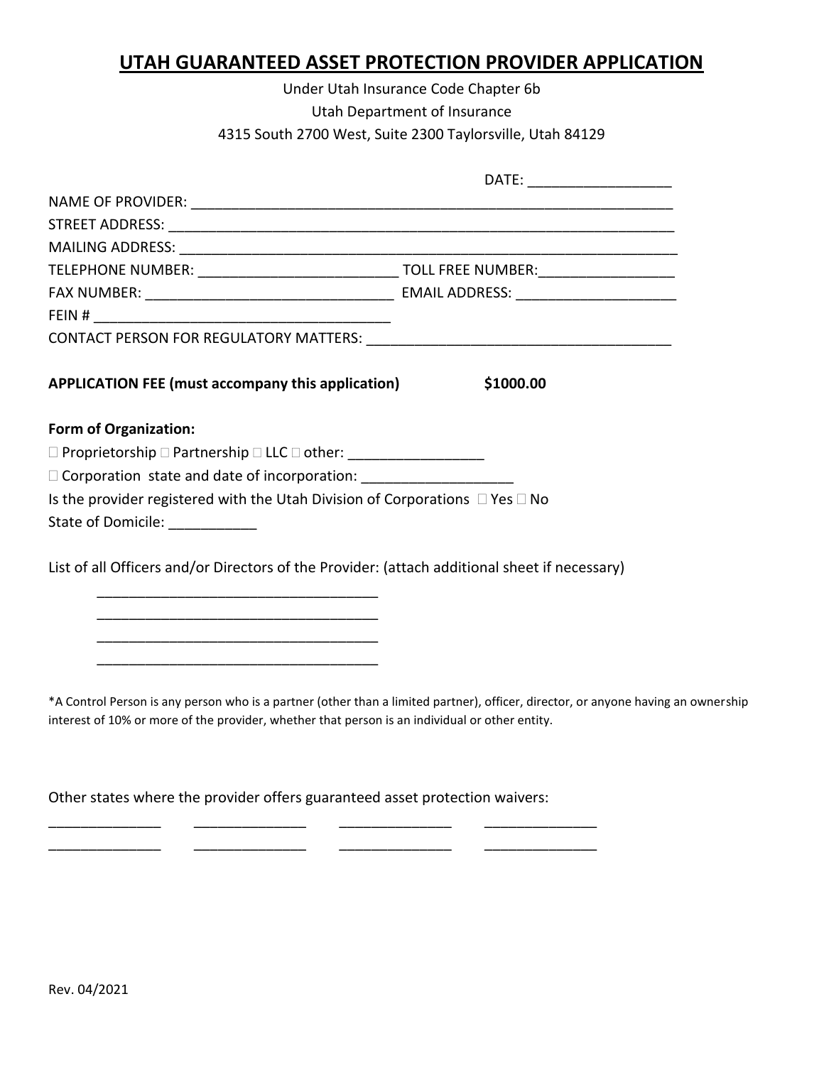# UTAH GUARANTEED ASSET PROTECTION PROVIDER APPLICATION

Under Utah Insurance Code Chapter 6b

Utah Department of Insurance

4315 South 2700 West, Suite 2300 Taylorsville, Utah 84129

DATE: ___________________

NAME OF PROVIDER: ______________________________________________________________

STREET ADDRESS: ________________________________________________________________

MAILING ADDRESS: _______________________________________________________________

TELEPHONE NUMBER: _________________________ TOLL FREE NUMBER: _________________

FAX NUMBER: _______________________________ EMAIL ADDRESS: ____________________

FEIN # _____________________________________

CONTACT PERSON FOR REGULATORY MATTERS: _____________________________________

**APPLICATION FEE (must accompany this application) $1000.00**

**Form of Organization:**

☐ Proprietorship ☐ Partnership ☐ LLC ☐ other: _________________

☐ Corporation state and date of incorporation: ___________________

Is the provider registered with the Utah Division of Corporations ☐ Yes ☐ No

State of Domicile: ___________

List of all Officers and/or Directors of the Provider: (attach additional sheet if necessary)

___________________________________

___________________________________

___________________________________

___________________________________

*A Control Person is any person who is a partner (other than a limited partner), officer, director, or anyone having an ownership interest of 10% or more of the provider, whether that person is an individual or other entity.

Other states where the provider offers guaranteed asset protection waivers:

______________ ______________ ______________ ______________

______________ ______________ ______________ ______________

Rev. 04/2021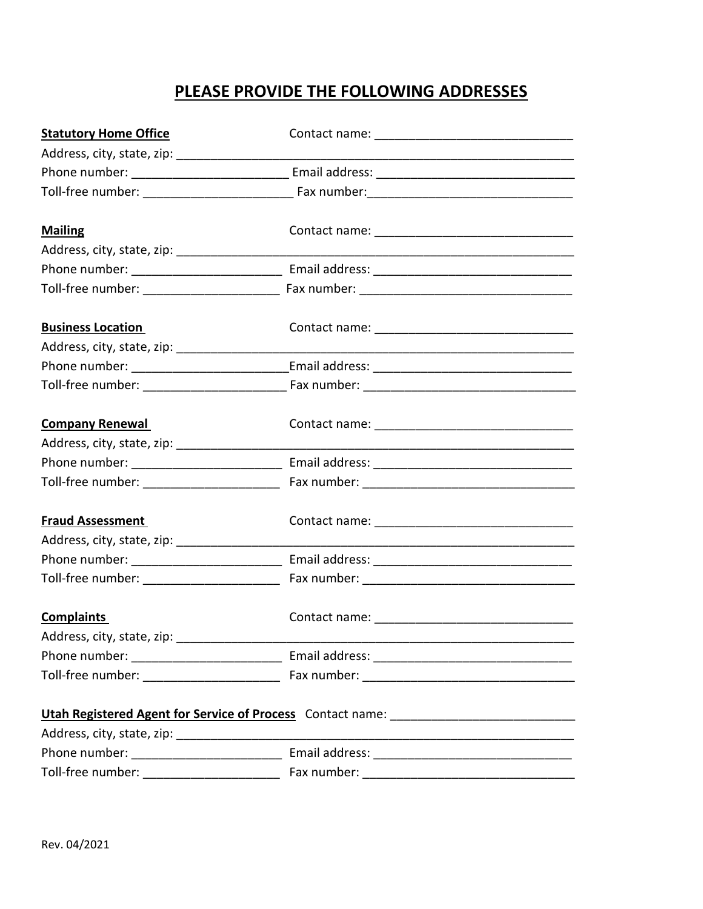# PLEASE PROVIDE THE FOLLOWING ADDRESSES

**Statutory Home Office** Contact name: ______________________________
Address, city, state, zip: ____________________________________________________________
Phone number: ________________________ Email address: ______________________________
Toll-free number: ______________________ Fax number:______________________________

**Mailing** Contact name: ______________________________
Address, city, state, zip: ____________________________________________________________
Phone number: ______________________ Email address: ______________________________
Toll-free number: ____________________ Fax number: ______________________________

**Business Location** Contact name: ______________________________
Address, city, state, zip: ____________________________________________________________
Phone number: ______________________Email address: ______________________________
Toll-free number: _____________________ Fax number: ______________________________

**Company Renewal** Contact name: ______________________________
Address, city, state, zip: ____________________________________________________________
Phone number: ______________________ Email address: ______________________________
Toll-free number: ____________________ Fax number: ______________________________

**Fraud Assessment** Contact name: ______________________________
Address, city, state, zip: ____________________________________________________________
Phone number: ______________________ Email address: ______________________________
Toll-free number: ____________________ Fax number: ______________________________

**Complaints** Contact name: ______________________________
Address, city, state, zip: ____________________________________________________________
Phone number: ______________________ Email address: ______________________________
Toll-free number: ____________________ Fax number: ______________________________

**Utah Registered Agent for Service of Process** Contact name: ____________________________
Address, city, state, zip: ____________________________________________________________
Phone number: ______________________ Email address: ______________________________
Toll-free number: ____________________ Fax number: ______________________________

Rev. 04/2021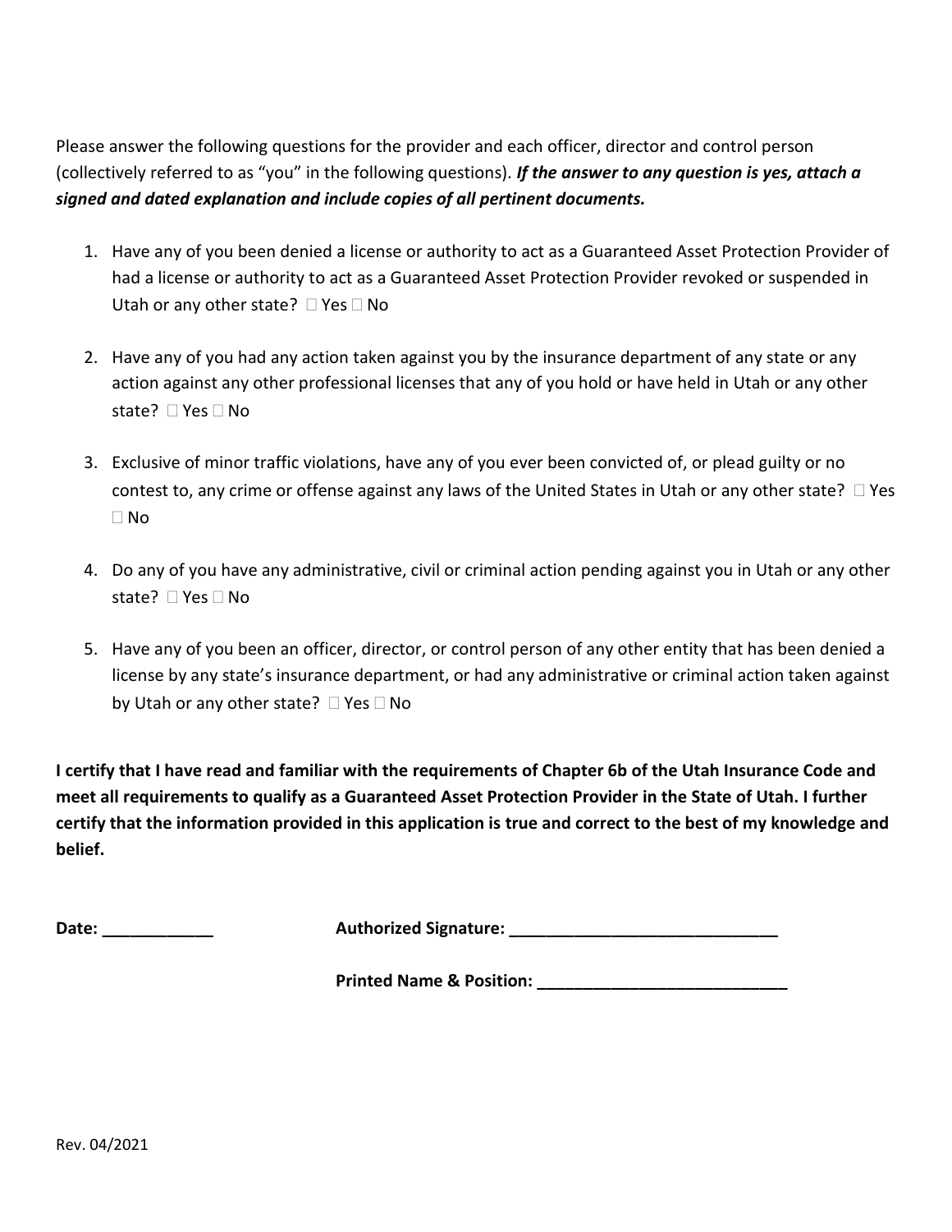Please answer the following questions for the provider and each officer, director and control person (collectively referred to as "you" in the following questions). ***If the answer to any question is yes, attach a signed and dated explanation and include copies of all pertinent documents.***

1. Have any of you been denied a license or authority to act as a Guaranteed Asset Protection Provider of had a license or authority to act as a Guaranteed Asset Protection Provider revoked or suspended in Utah or any other state? ☐ Yes ☐ No

2. Have any of you had any action taken against you by the insurance department of any state or any action against any other professional licenses that any of you hold or have held in Utah or any other state? ☐ Yes ☐ No

3. Exclusive of minor traffic violations, have any of you ever been convicted of, or plead guilty or no contest to, any crime or offense against any laws of the United States in Utah or any other state? ☐ Yes ☐ No

4. Do any of you have any administrative, civil or criminal action pending against you in Utah or any other state? ☐ Yes ☐ No

5. Have any of you been an officer, director, or control person of any other entity that has been denied a license by any state's insurance department, or had any administrative or criminal action taken against by Utah or any other state? ☐ Yes ☐ No

**I certify that I have read and familiar with the requirements of Chapter 6b of the Utah Insurance Code and meet all requirements to qualify as a Guaranteed Asset Protection Provider in the State of Utah. I further certify that the information provided in this application is true and correct to the best of my knowledge and belief.**

**Date:** ____________ **Authorized Signature:** ______________________________

**Printed Name & Position:** ___________________________

Rev. 04/2021